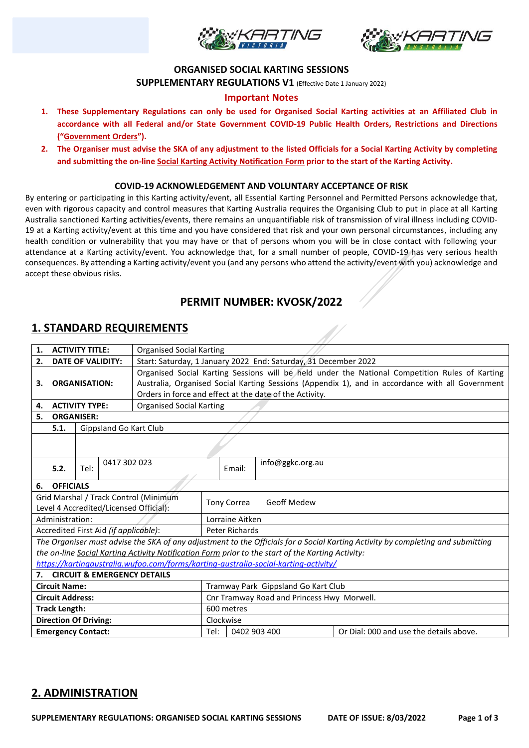**ORGANISED SOCIAL KARTING SESSIONS**

**SUPPLEMENTARY REGULATIONS V1** (Effective Date 1 January 2022)

**Important Notes**

1. **These Supplementary Regulations can only be used for Organised Social Karting activities at an Affiliated Club in accordance with all Federal and/or State Government COVID-19 Public Health Orders, Restrictions and Directions ("Government Orders").**
2. **The Organiser must advise the SKA of any adjustment to the listed Officials for a Social Karting Activity by completing and submitting the on-line Social Karting Activity Notification Form prior to the start of the Karting Activity.**

**COVID-19 ACKNOWLEDGEMENT AND VOLUNTARY ACCEPTANCE OF RISK**

By entering or participating in this Karting activity/event, all Essential Karting Personnel and Permitted Persons acknowledge that, even with rigorous capacity and control measures that Karting Australia requires the Organising Club to put in place at all Karting Australia sanctioned Karting activities/events, there remains an unquantifiable risk of transmission of viral illness including COVID-19 at a Karting activity/event at this time and you have considered that risk and your own personal circumstances, including any health condition or vulnerability that you may have or that of persons whom you will be in close contact with following your attendance at a Karting activity/event. You acknowledge that, for a small number of people, COVID-19 has very serious health consequences. By attending a Karting activity/event you (and any persons who attend the activity/event with you) acknowledge and accept these obvious risks.

## PERMIT NUMBER: KVOSK/2022

## 1. STANDARD REQUIREMENTS

| | | | |
|---|---|---|---|
| **1. ACTIVITY TITLE:** | Organised Social Karting | | |
| **2. DATE OF VALIDITY:** | Start: Saturday, 1 January 2022 End: Saturday, 31 December 2022 | | |
| **3. ORGANISATION:** | Organised Social Karting Sessions will be held under the National Competition Rules of Karting Australia, Organised Social Karting Sessions (Appendix 1), and in accordance with all Government Orders in force and effect at the date of the Activity. | | |
| **4. ACTIVITY TYPE:** | Organised Social Karting | | |
| **5. ORGANISER:** | | | |
| **5.1.** | Gippsland Go Kart Club | | |
| **5.2.** Tel: | 0417 302 023 | Email: | info@ggkc.org.au |
| **6. OFFICIALS** | | | |
| Grid Marshal / Track Control (Minimum Level 4 Accredited/Licensed Official): | Tony Correa Geoff Medew | | |
| Administration: | Lorraine Aitken | | |
| Accredited First Aid *(if applicable)*: | Peter Richards | | |
| *The Organiser must advise the SKA of any adjustment to the Officials for a Social Karting Activity by completing and submitting the on-line Social Karting Activity Notification Form prior to the start of the Karting Activity: https://kartingaustralia.wufoo.com/forms/karting-australia-social-karting-activity/* | | | |
| **7. CIRCUIT & EMERGENCY DETAILS** | | | |
| **Circuit Name:** | Tramway Park Gippsland Go Kart Club | | |
| **Circuit Address:** | Cnr Tramway Road and Princess Hwy Morwell. | | |
| **Track Length:** | 600 metres | | |
| **Direction Of Driving:** | Clockwise | | |
| **Emergency Contact:** | Tel: | 0402 903 400 | Or Dial: 000 and use the details above. |

## 2. ADMINISTRATION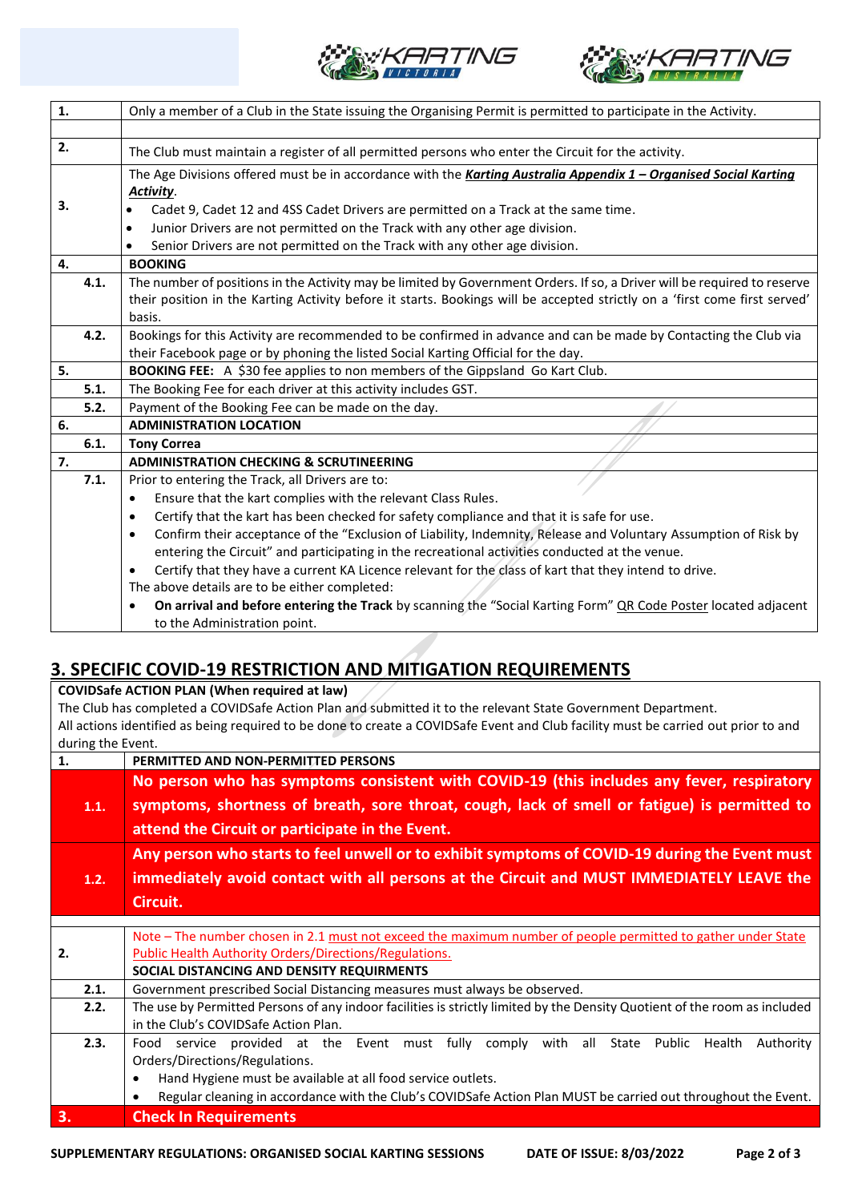| | |
|---|---|
| **1.** | Only a member of a Club in the State issuing the Organising Permit is permitted to participate in the Activity. |
| | |
| **2.** | The Club must maintain a register of all permitted persons who enter the Circuit for the activity. |
| **3.** | The Age Divisions offered must be in accordance with the ***Karting Australia Appendix 1 – Organised Social Karting Activity***.<br>• Cadet 9, Cadet 12 and 4SS Cadet Drivers are permitted on a Track at the same time.<br>• Junior Drivers are not permitted on the Track with any other age division.<br>• Senior Drivers are not permitted on the Track with any other age division. |
| **4.** | **BOOKING** |
| **4.1.** | The number of positions in the Activity may be limited by Government Orders. If so, a Driver will be required to reserve their position in the Karting Activity before it starts. Bookings will be accepted strictly on a 'first come first served' basis. |
| **4.2.** | Bookings for this Activity are recommended to be confirmed in advance and can be made by Contacting the Club via their Facebook page or by phoning the listed Social Karting Official for the day. |
| **5.** | **BOOKING FEE:** A $30 fee applies to non members of the Gippsland Go Kart Club. |
| **5.1.** | The Booking Fee for each driver at this activity includes GST. |
| **5.2.** | Payment of the Booking Fee can be made on the day. |
| **6.** | **ADMINISTRATION LOCATION** |
| **6.1.** | **Tony Correa** |
| **7.** | **ADMINISTRATION CHECKING & SCRUTINEERING** |
| **7.1.** | Prior to entering the Track, all Drivers are to:<br>• Ensure that the kart complies with the relevant Class Rules.<br>• Certify that the kart has been checked for safety compliance and that it is safe for use.<br>• Confirm their acceptance of the "Exclusion of Liability, Indemnity, Release and Voluntary Assumption of Risk by entering the Circuit" and participating in the recreational activities conducted at the venue.<br>• Certify that they have a current KA Licence relevant for the class of kart that they intend to drive.<br>The above details are to be either completed:<br>• **On arrival and before entering the Track** by scanning the "Social Karting Form" QR Code Poster located adjacent to the Administration point. |

## 3. SPECIFIC COVID-19 RESTRICTION AND MITIGATION REQUIREMENTS

**COVIDSafe ACTION PLAN (When required at law)**

The Club has completed a COVIDSafe Action Plan and submitted it to the relevant State Government Department.

All actions identified as being required to be done to create a COVIDSafe Event and Club facility must be carried out prior to and during the Event.

| | |
|---|---|
| **1.** | **PERMITTED AND NON-PERMITTED PERSONS** |
| **1.1.** | **No person who has symptoms consistent with COVID-19 (this includes any fever, respiratory symptoms, shortness of breath, sore throat, cough, lack of smell or fatigue) is permitted to attend the Circuit or participate in the Event.** |
| **1.2.** | **Any person who starts to feel unwell or to exhibit symptoms of COVID-19 during the Event must immediately avoid contact with all persons at the Circuit and MUST IMMEDIATELY LEAVE the Circuit.** |
| | |
| **2.** | Note – The number chosen in 2.1 must not exceed the maximum number of people permitted to gather under State Public Health Authority Orders/Directions/Regulations.<br>**SOCIAL DISTANCING AND DENSITY REQUIRMENTS** |
| **2.1.** | Government prescribed Social Distancing measures must always be observed. |
| **2.2.** | The use by Permitted Persons of any indoor facilities is strictly limited by the Density Quotient of the room as included in the Club's COVIDSafe Action Plan. |
| **2.3.** | Food service provided at the Event must fully comply with all State Public Health Authority Orders/Directions/Regulations.<br>• Hand Hygiene must be available at all food service outlets.<br>• Regular cleaning in accordance with the Club's COVIDSafe Action Plan MUST be carried out throughout the Event. |
| **3.** | **Check In Requirements** |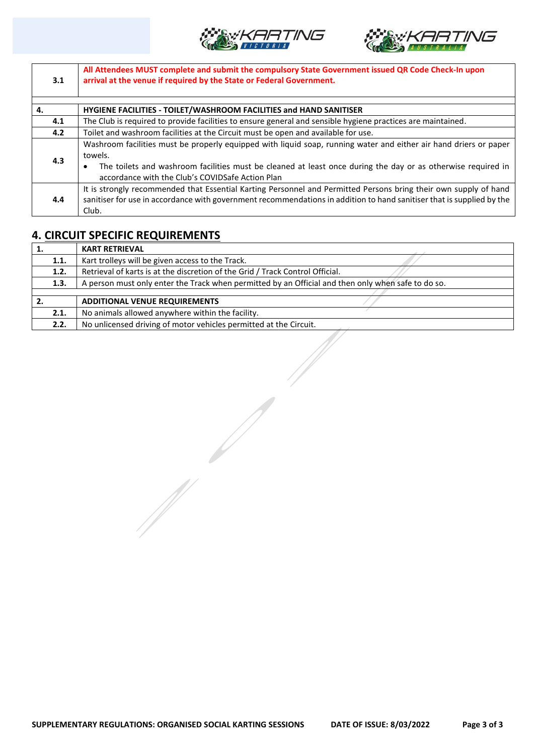| | |
|---|---|
| 3.1 | **All Attendees MUST complete and submit the compulsory State Government issued QR Code Check-In upon arrival at the venue if required by the State or Federal Government.** |

| | |
|---|---|
| **4.** | **HYGIENE FACILITIES - TOILET/WASHROOM FACILITIES and HAND SANITISER** |
| 4.1 | The Club is required to provide facilities to ensure general and sensible hygiene practices are maintained. |
| 4.2 | Toilet and washroom facilities at the Circuit must be open and available for use. |
| 4.3 | Washroom facilities must be properly equipped with liquid soap, running water and either air hand driers or paper towels.<br>• The toilets and washroom facilities must be cleaned at least once during the day or as otherwise required in accordance with the Club's COVIDSafe Action Plan |
| 4.4 | It is strongly recommended that Essential Karting Personnel and Permitted Persons bring their own supply of hand sanitiser for use in accordance with government recommendations in addition to hand sanitiser that is supplied by the Club. |

## 4. CIRCUIT SPECIFIC REQUIREMENTS

| | |
|---|---|
| **1.** | **KART RETRIEVAL** |
| **1.1.** | Kart trolleys will be given access to the Track. |
| **1.2.** | Retrieval of karts is at the discretion of the Grid / Track Control Official. |
| **1.3.** | A person must only enter the Track when permitted by an Official and then only when safe to do so. |
| | |
| **2.** | **ADDITIONAL VENUE REQUIREMENTS** |
| **2.1.** | No animals allowed anywhere within the facility. |
| **2.2.** | No unlicensed driving of motor vehicles permitted at the Circuit. |